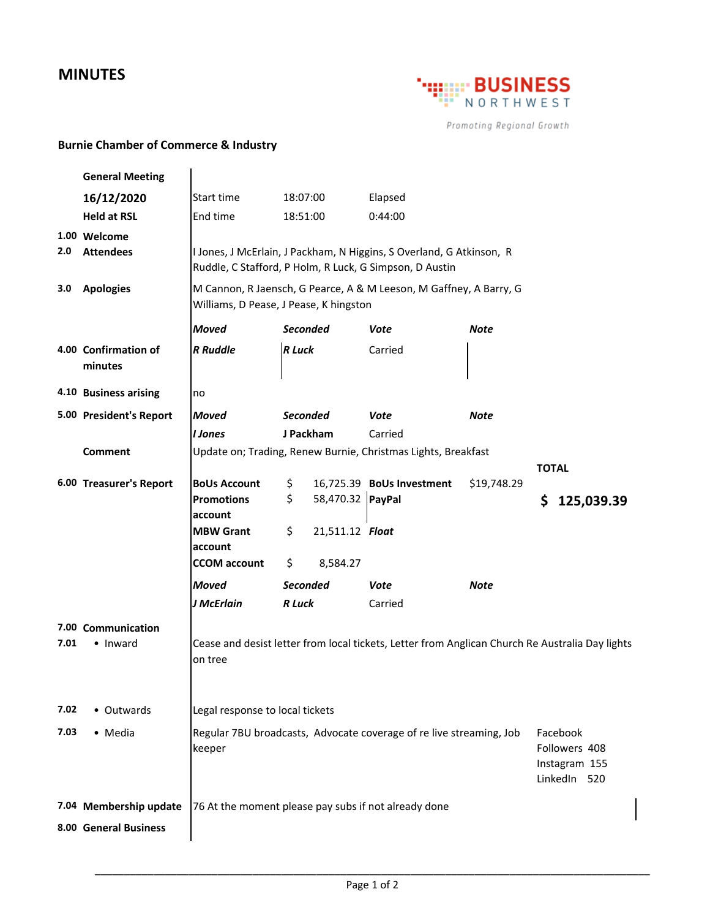# MINUTES

**BUSINESS NORTHWEST**
*Promoting Regional Growth*

**Burnie Chamber of Commerce & Industry**

**General Meeting**
**16/12/2020**
**Held at RSL**

| | |
|---|---|
| Start time | 18:07:00 |
| End time | 18:51:00 |
| Elapsed | 0:44:00 |

**1.00 Welcome**

**2.0 Attendees**
I Jones, J McErlain, J Packham, N Higgins, S Overland, G Atkinson, R Ruddle, C Stafford, P Holm, R Luck, G Simpson, D Austin

**3.0 Apologies**
M Cannon, R Jaensch, G Pearce, A & M Leeson, M Gaffney, A Barry, G Williams, D Pease, J Pease, K hingston

**4.00 Confirmation of minutes**

| *Moved* | *Seconded* | *Vote* | *Note* |
|---|---|---|---|
| ***R Ruddle*** | ***R Luck*** | Carried | |

**4.10 Business arising**
no

**5.00 President's Report**

| *Moved* | *Seconded* | *Vote* | *Note* |
|---|---|---|---|
| ***I Jones*** | **J Packham** | Carried | |

**Comment**
Update on; Trading, Renew Burnie, Christmas Lights, Breakfast

**6.00 Treasurer's Report**

| Account | Amount | Account | Amount | TOTAL |
|---|---|---|---|---|
| **BoUs Account** | $ 16,725.39 | **BoUs Investment** | $19,748.29 | |
| **Promotions account** | $ 58,470.32 | **PayPal** | | **$ 125,039.39** |
| **MBW Grant account** | $ 21,511.12 | ***Float*** | | |
| **CCOM account** | $ 8,584.27 | | | |

| *Moved* | *Seconded* | *Vote* | *Note* |
|---|---|---|---|
| ***J McErlain*** | ***R Luck*** | Carried | |

**7.00 Communication**

**7.01** • Inward
Cease and desist letter from local tickets, Letter from Anglican Church Re Australia Day lights on tree

**7.02** • Outwards
Legal response to local tickets

**7.03** • Media
Regular 7BU broadcasts, Advocate coverage of re live streaming, Job keeper

Facebook Followers 408
Instagram 155
LinkedIn 520

**7.04 Membership update**
76 At the moment please pay subs if not already done

**8.00 General Business**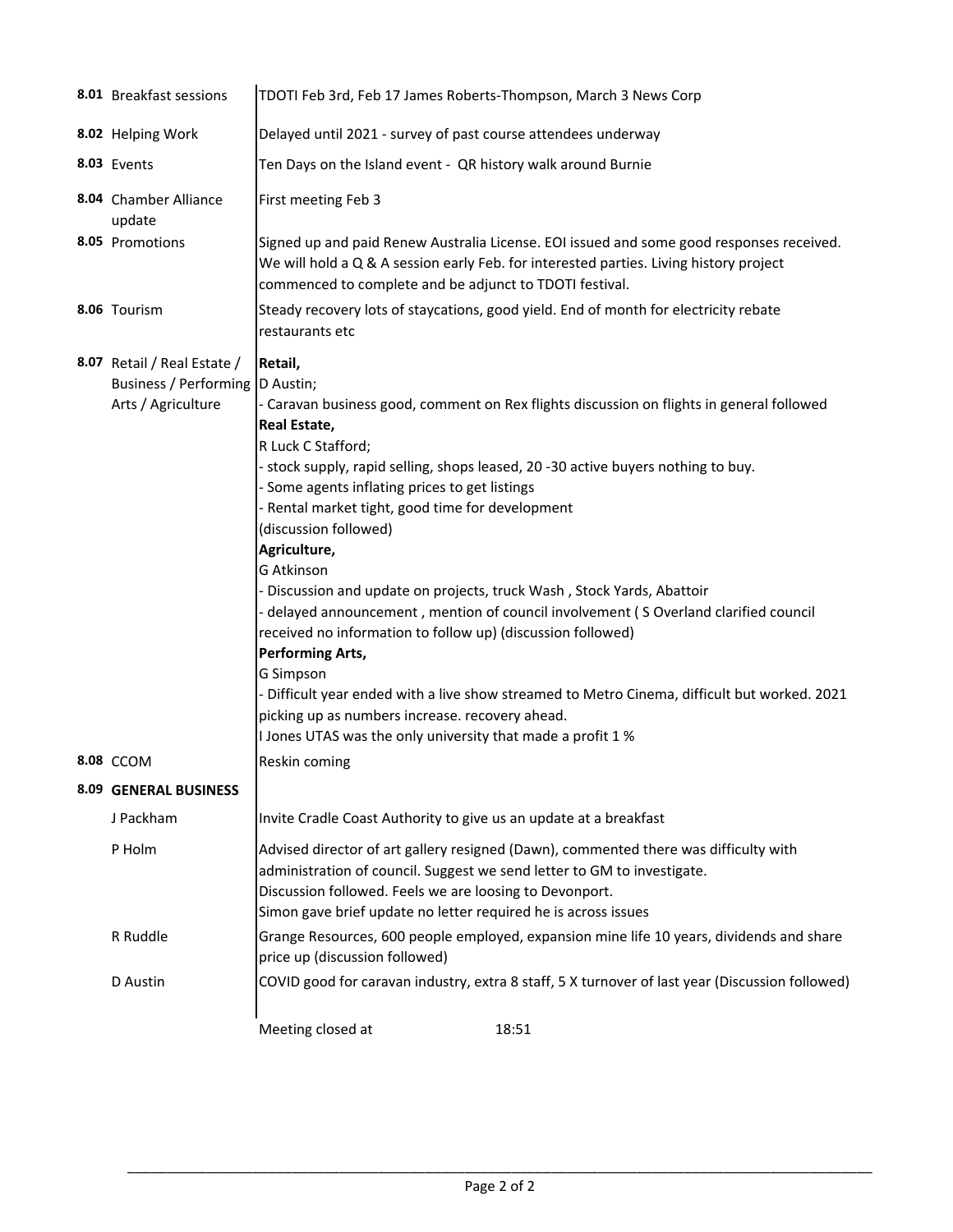| | | |
|---|---|---|
| **8.01** | Breakfast sessions | TDOTI Feb 3rd, Feb 17 James Roberts-Thompson, March 3 News Corp |
| **8.02** | Helping Work | Delayed until 2021 - survey of past course attendees underway |
| **8.03** | Events | Ten Days on the Island event - QR history walk around Burnie |
| **8.04** | Chamber Alliance update | First meeting Feb 3 |
| **8.05** | Promotions | Signed up and paid Renew Australia License. EOI issued and some good responses received. We will hold a Q & A session early Feb. for interested parties. Living history project commenced to complete and be adjunct to TDOTI festival. |
| **8.06** | Tourism | Steady recovery lots of staycations, good yield. End of month for electricity rebate restaurants etc |
| **8.07** | Retail / Real Estate / Business / Performing Arts / Agriculture | **Retail,**<br>D Austin;<br>- Caravan business good, comment on Rex flights discussion on flights in general followed<br>**Real Estate,**<br>R Luck C Stafford;<br>- stock supply, rapid selling, shops leased, 20 -30 active buyers nothing to buy.<br>- Some agents inflating prices to get listings<br>- Rental market tight, good time for development<br>(discussion followed)<br>**Agriculture,**<br>G Atkinson<br>- Discussion and update on projects, truck Wash , Stock Yards, Abattoir<br>- delayed announcement , mention of council involvement ( S Overland clarified council received no information to follow up) (discussion followed)<br>**Performing Arts,**<br>G Simpson<br>- Difficult year ended with a live show streamed to Metro Cinema, difficult but worked. 2021 picking up as numbers increase. recovery ahead.<br>I Jones UTAS was the only university that made a profit 1 % |
| **8.08** | CCOM | Reskin coming |
| **8.09** | **GENERAL BUSINESS** | |
| | J Packham | Invite Cradle Coast Authority to give us an update at a breakfast |
| | P Holm | Advised director of art gallery resigned (Dawn), commented there was difficulty with administration of council. Suggest we send letter to GM to investigate.<br>Discussion followed. Feels we are loosing to Devonport.<br>Simon gave brief update no letter required he is across issues |
| | R Ruddle | Grange Resources, 600 people employed, expansion mine life 10 years, dividends and share price up (discussion followed) |
| | D Austin | COVID good for caravan industry, extra 8 staff, 5 X turnover of last year (Discussion followed) |
| | | Meeting closed at 18:51 |